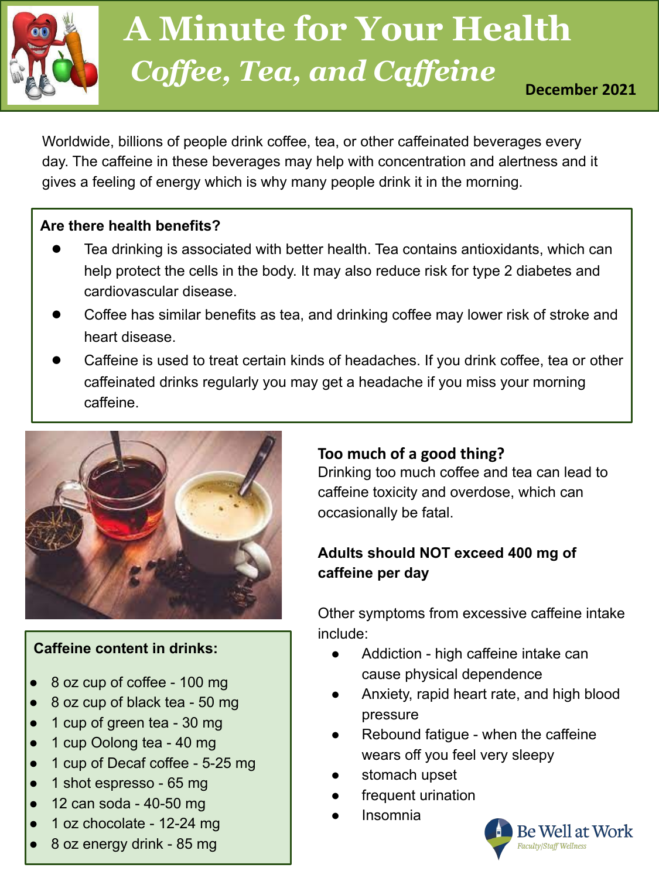# A Minute for Your Health

## *Coffee, Tea, and Caffeine*

**December 2021**

Worldwide, billions of people drink coffee, tea, or other caffeinated beverages every day. The caffeine in these beverages may help with concentration and alertness and it gives a feeling of energy which is why many people drink it in the morning.

**Are there health benefits?**

- Tea drinking is associated with better health. Tea contains antioxidants, which can help protect the cells in the body. It may also reduce risk for type 2 diabetes and cardiovascular disease.
- Coffee has similar benefits as tea, and drinking coffee may lower risk of stroke and heart disease.
- Caffeine is used to treat certain kinds of headaches. If you drink coffee, tea or other caffeinated drinks regularly you may get a headache if you miss your morning caffeine.

**Caffeine content in drinks:**

- 8 oz cup of coffee - 100 mg
- 8 oz cup of black tea - 50 mg
- 1 cup of green tea - 30 mg
- 1 cup Oolong tea - 40 mg
- 1 cup of Decaf coffee - 5-25 mg
- 1 shot espresso - 65 mg
- 12 can soda - 40-50 mg
- 1 oz chocolate - 12-24 mg
- 8 oz energy drink - 85 mg

### Too much of a good thing?

Drinking too much coffee and tea can lead to caffeine toxicity and overdose, which can occasionally be fatal.

**Adults should NOT exceed 400 mg of caffeine per day**

Other symptoms from excessive caffeine intake include:

- Addiction - high caffeine intake can cause physical dependence
- Anxiety, rapid heart rate, and high blood pressure
- Rebound fatigue - when the caffeine wears off you feel very sleepy
- stomach upset
- frequent urination
- Insomnia

Be Well at Work
Faculty|Staff Wellness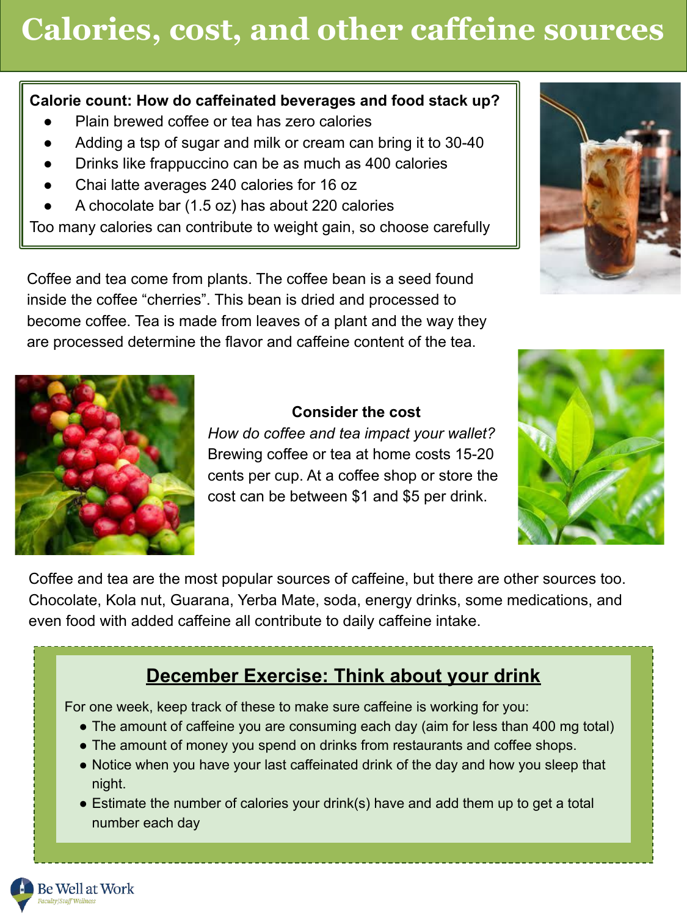# Calories, cost, and other caffeine sources

**Calorie count: How do caffeinated beverages and food stack up?**

- Plain brewed coffee or tea has zero calories
- Adding a tsp of sugar and milk or cream can bring it to 30-40
- Drinks like frappuccino can be as much as 400 calories
- Chai latte averages 240 calories for 16 oz
- A chocolate bar (1.5 oz) has about 220 calories

Too many calories can contribute to weight gain, so choose carefully

Coffee and tea come from plants. The coffee bean is a seed found inside the coffee "cherries". This bean is dried and processed to become coffee. Tea is made from leaves of a plant and the way they are processed determine the flavor and caffeine content of the tea.

**Consider the cost**

*How do coffee and tea impact your wallet?* Brewing coffee or tea at home costs 15-20 cents per cup. At a coffee shop or store the cost can be between $1 and $5 per drink.

Coffee and tea are the most popular sources of caffeine, but there are other sources too. Chocolate, Kola nut, Guarana, Yerba Mate, soda, energy drinks, some medications, and even food with added caffeine all contribute to daily caffeine intake.

## December Exercise: Think about your drink

For one week, keep track of these to make sure caffeine is working for you:

- The amount of caffeine you are consuming each day (aim for less than 400 mg total)
- The amount of money you spend on drinks from restaurants and coffee shops.
- Notice when you have your last caffeinated drink of the day and how you sleep that night.
- Estimate the number of calories your drink(s) have and add them up to get a total number each day

Be Well at Work
Faculty|Staff Wellness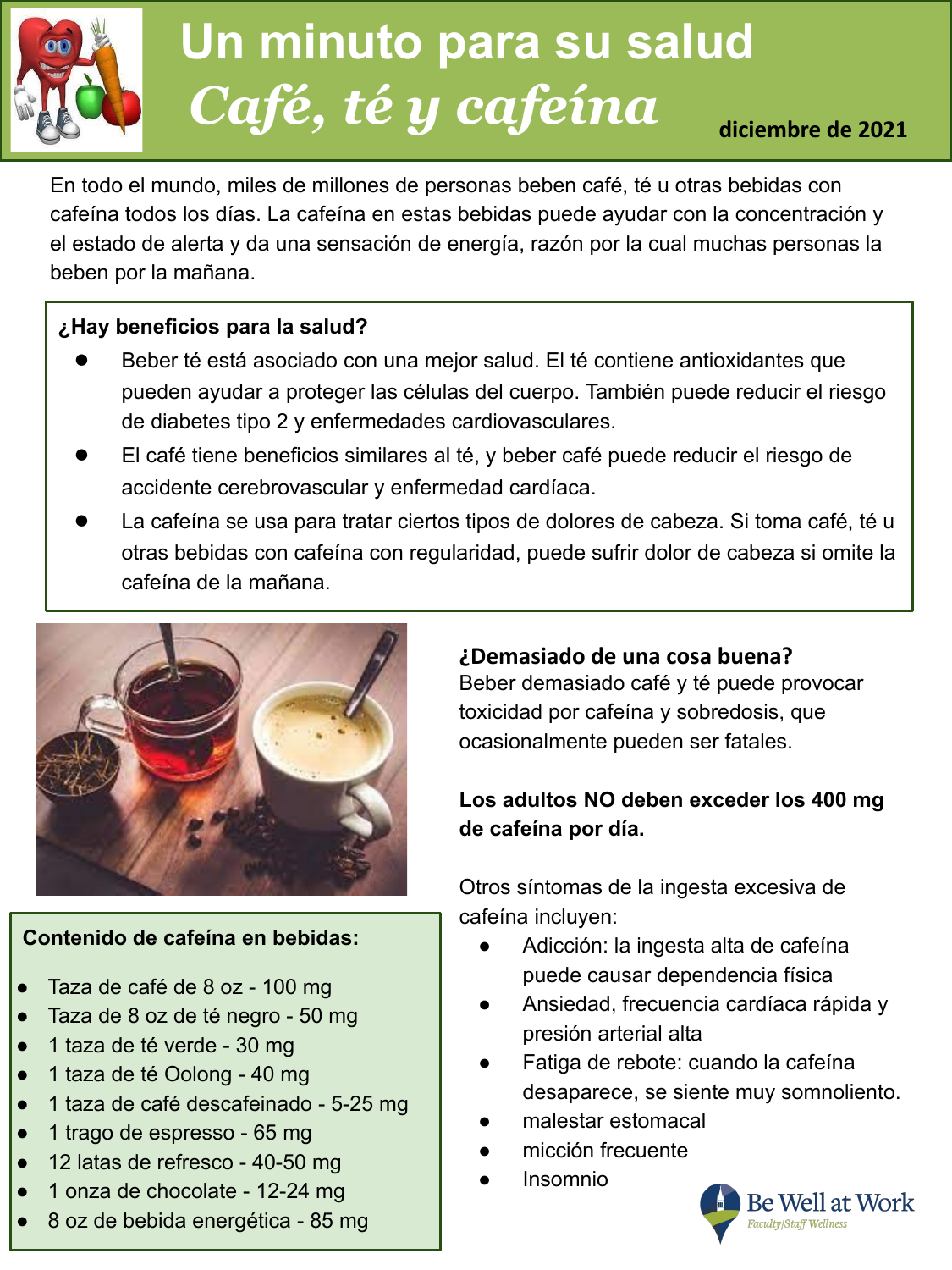# Un minuto para su salud

## *Café, té y cafeína*

diciembre de 2021

En todo el mundo, miles de millones de personas beben café, té u otras bebidas con cafeína todos los días. La cafeína en estas bebidas puede ayudar con la concentración y el estado de alerta y da una sensación de energía, razón por la cual muchas personas la beben por la mañana.

### ¿Hay beneficios para la salud?

- Beber té está asociado con una mejor salud. El té contiene antioxidantes que pueden ayudar a proteger las células del cuerpo. También puede reducir el riesgo de diabetes tipo 2 y enfermedades cardiovasculares.
- El café tiene beneficios similares al té, y beber café puede reducir el riesgo de accidente cerebrovascular y enfermedad cardíaca.
- La cafeína se usa para tratar ciertos tipos de dolores de cabeza. Si toma café, té u otras bebidas con cafeína con regularidad, puede sufrir dolor de cabeza si omite la cafeína de la mañana.

### ¿Demasiado de una cosa buena?

Beber demasiado café y té puede provocar toxicidad por cafeína y sobredosis, que ocasionalmente pueden ser fatales.

**Los adultos NO deben exceder los 400 mg de cafeína por día.**

Otros síntomas de la ingesta excesiva de cafeína incluyen:

- Adicción: la ingesta alta de cafeína puede causar dependencia física
- Ansiedad, frecuencia cardíaca rápida y presión arterial alta
- Fatiga de rebote: cuando la cafeína desaparece, se siente muy somnoliento.
- malestar estomacal
- micción frecuente
- Insomnio

### Contenido de cafeína en bebidas:

- Taza de café de 8 oz - 100 mg
- Taza de 8 oz de té negro - 50 mg
- 1 taza de té verde - 30 mg
- 1 taza de té Oolong - 40 mg
- 1 taza de café descafeinado - 5-25 mg
- 1 trago de espresso - 65 mg
- 12 latas de refresco - 40-50 mg
- 1 onza de chocolate - 12-24 mg
- 8 oz de bebida energética - 85 mg

Be Well at Work
Faculty/Staff Wellness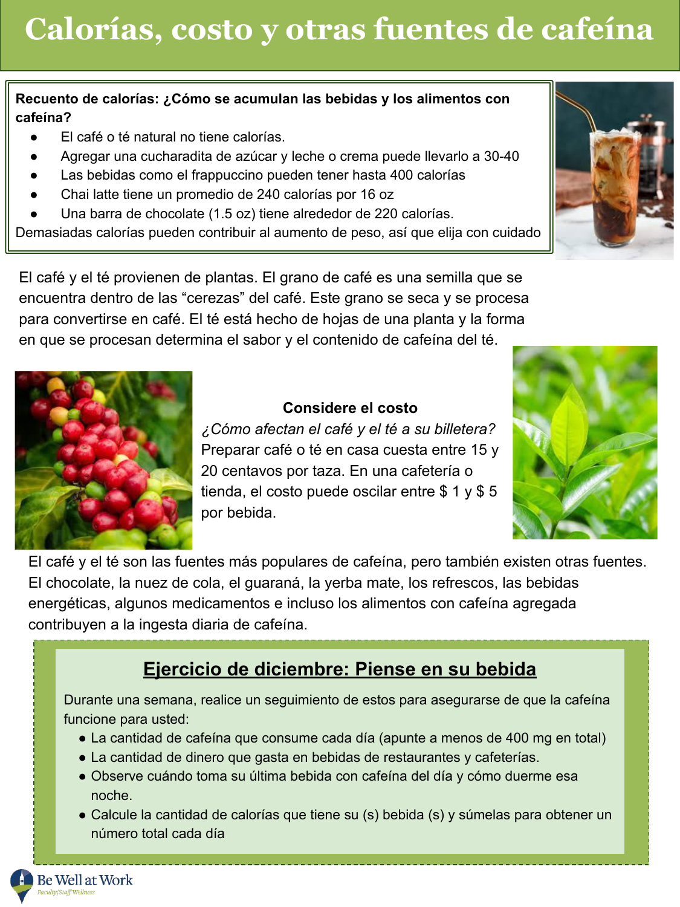# Calorías, costo y otras fuentes de cafeína

**Recuento de calorías: ¿Cómo se acumulan las bebidas y los alimentos con cafeína?**

- El café o té natural no tiene calorías.
- Agregar una cucharadita de azúcar y leche o crema puede llevarlo a 30-40
- Las bebidas como el frappuccino pueden tener hasta 400 calorías
- Chai latte tiene un promedio de 240 calorías por 16 oz
- Una barra de chocolate (1.5 oz) tiene alrededor de 220 calorías.

Demasiadas calorías pueden contribuir al aumento de peso, así que elija con cuidado

El café y el té provienen de plantas. El grano de café es una semilla que se encuentra dentro de las "cerezas" del café. Este grano se seca y se procesa para convertirse en café. El té está hecho de hojas de una planta y la forma en que se procesan determina el sabor y el contenido de cafeína del té.

**Considere el costo**

*¿Cómo afectan el café y el té a su billetera?*

Preparar café o té en casa cuesta entre 15 y 20 centavos por taza. En una cafetería o tienda, el costo puede oscilar entre $ 1 y $ 5 por bebida.

El café y el té son las fuentes más populares de cafeína, pero también existen otras fuentes. El chocolate, la nuez de cola, el guaraná, la yerba mate, los refrescos, las bebidas energéticas, algunos medicamentos e incluso los alimentos con cafeína agregada contribuyen a la ingesta diaria de cafeína.

## Ejercicio de diciembre: Piense en su bebida

Durante una semana, realice un seguimiento de estos para asegurarse de que la cafeína funcione para usted:

- La cantidad de cafeína que consume cada día (apunte a menos de 400 mg en total)
- La cantidad de dinero que gasta en bebidas de restaurantes y cafeterías.
- Observe cuándo toma su última bebida con cafeína del día y cómo duerme esa noche.
- Calcule la cantidad de calorías que tiene su (s) bebida (s) y súmelas para obtener un número total cada día

Be Well at Work
Faculty|Staff Wellness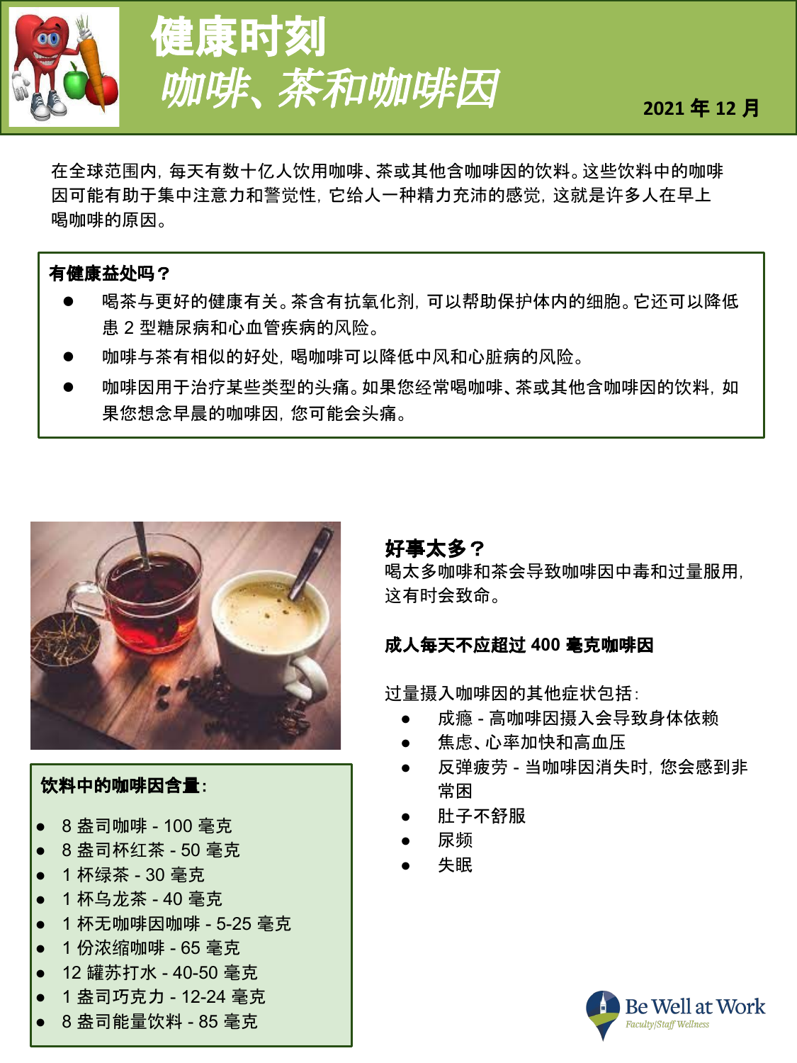# 健康时刻

## *咖啡、茶和咖啡因*

2021 年 12 月

在全球范围内，每天有数十亿人饮用咖啡、茶或其他含咖啡因的饮料。这些饮料中的咖啡因可能有助于集中注意力和警觉性，它给人一种精力充沛的感觉，这就是许多人在早上喝咖啡的原因。

**有健康益处吗？**

- 喝茶与更好的健康有关。茶含有抗氧化剂，可以帮助保护体内的细胞。它还可以降低患 2 型糖尿病和心血管疾病的风险。
- 咖啡与茶有相似的好处，喝咖啡可以降低中风和心脏病的风险。
- 咖啡因用于治疗某些类型的头痛。如果您经常喝咖啡、茶或其他含咖啡因的饮料，如果您想念早晨的咖啡因，您可能会头痛。

**饮料中的咖啡因含量：**

- 8 盎司咖啡 - 100 毫克
- 8 盎司杯红茶 - 50 毫克
- 1 杯绿茶 - 30 毫克
- 1 杯乌龙茶 - 40 毫克
- 1 杯无咖啡因咖啡 - 5-25 毫克
- 1 份浓缩咖啡 - 65 毫克
- 12 罐苏打水 - 40-50 毫克
- 1 盎司巧克力 - 12-24 毫克
- 8 盎司能量饮料 - 85 毫克

**好事太多？**

喝太多咖啡和茶会导致咖啡因中毒和过量服用，这有时会致命。

**成人每天不应超过 400 毫克咖啡因**

过量摄入咖啡因的其他症状包括：

- 成瘾 - 高咖啡因摄入会导致身体依赖
- 焦虑、心率加快和高血压
- 反弹疲劳 - 当咖啡因消失时，您会感到非常困
- 肚子不舒服
- 尿频
- 失眠

Be Well at Work
Faculty/Staff Wellness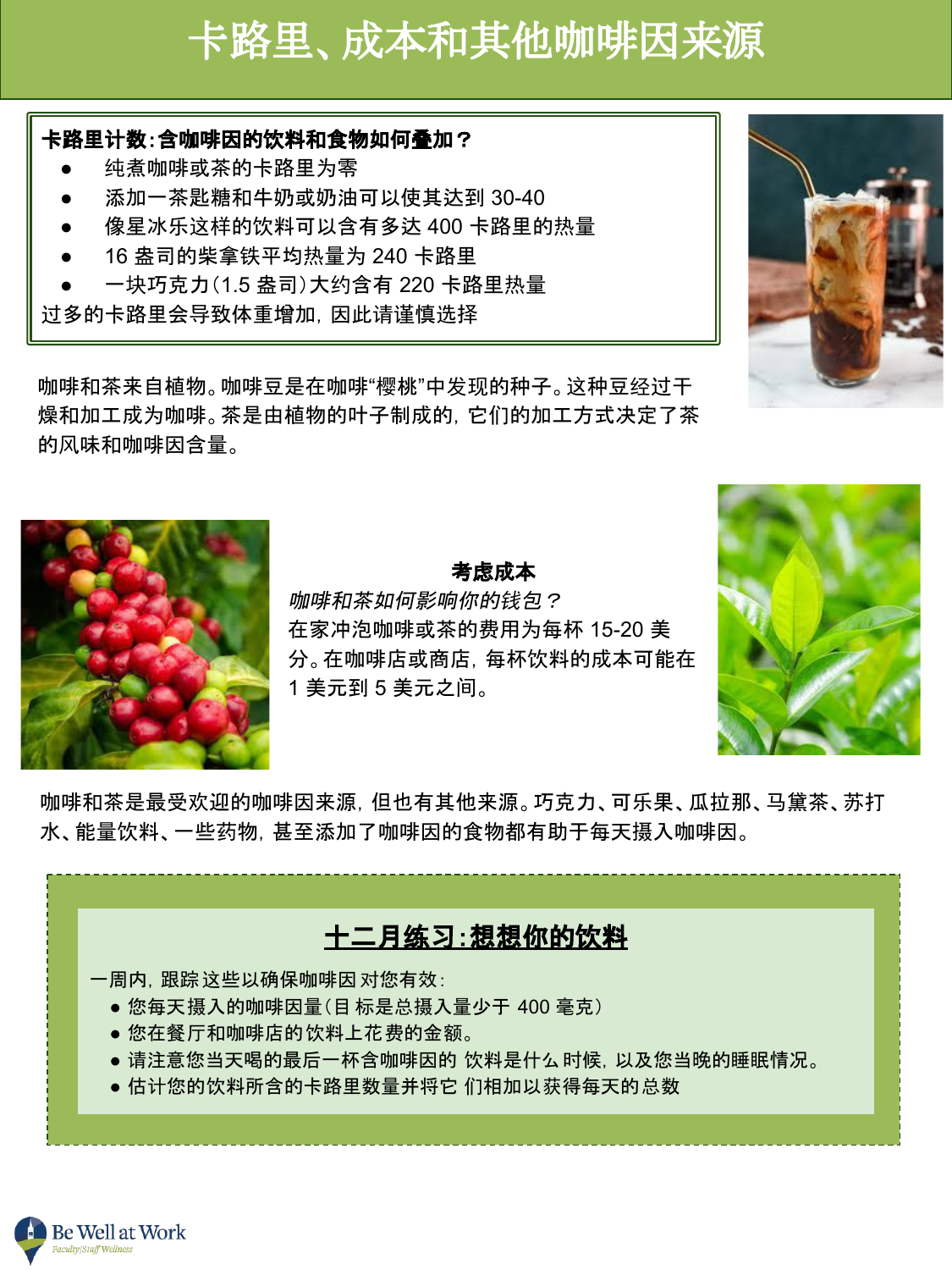# 卡路里、成本和其他咖啡因来源

**卡路里计数：含咖啡因的饮料和食物如何叠加？**

- 纯煮咖啡或茶的卡路里为零
- 添加一茶匙糖和牛奶或奶油可以使其达到 30-40
- 像星冰乐这样的饮料可以含有多达 400 卡路里的热量
- 16 盎司的柴拿铁平均热量为 240 卡路里
- 一块巧克力（1.5 盎司）大约含有 220 卡路里热量

过多的卡路里会导致体重增加，因此请谨慎选择

咖啡和茶来自植物。咖啡豆是在咖啡“樱桃”中发现的种子。这种豆经过干燥和加工成为咖啡。茶是由植物的叶子制成的，它们的加工方式决定了茶的风味和咖啡因含量。

**考虑成本**

*咖啡和茶如何影响你的钱包？*

在家冲泡咖啡或茶的费用为每杯 15-20 美分。在咖啡店或商店，每杯饮料的成本可能在 1 美元到 5 美元之间。

咖啡和茶是最受欢迎的咖啡因来源，但也有其他来源。巧克力、可乐果、瓜拉那、马黛茶、苏打水、能量饮料、一些药物，甚至添加了咖啡因的食物都有助于每天摄入咖啡因。

## 十二月练习：想想你的饮料

一周内，跟踪这些以确保咖啡因对您有效：

- 您每天摄入的咖啡因量（目标是总摄入量少于 400 毫克）
- 您在餐厅和咖啡店的饮料上花费的金额。
- 请注意您当天喝的最后一杯含咖啡因的饮料是什么时候，以及您当晚的睡眠情况。
- 估计您的饮料所含的卡路里数量并将它们相加以获得每天的总数

Be Well at Work
Faculty|Staff Wellness